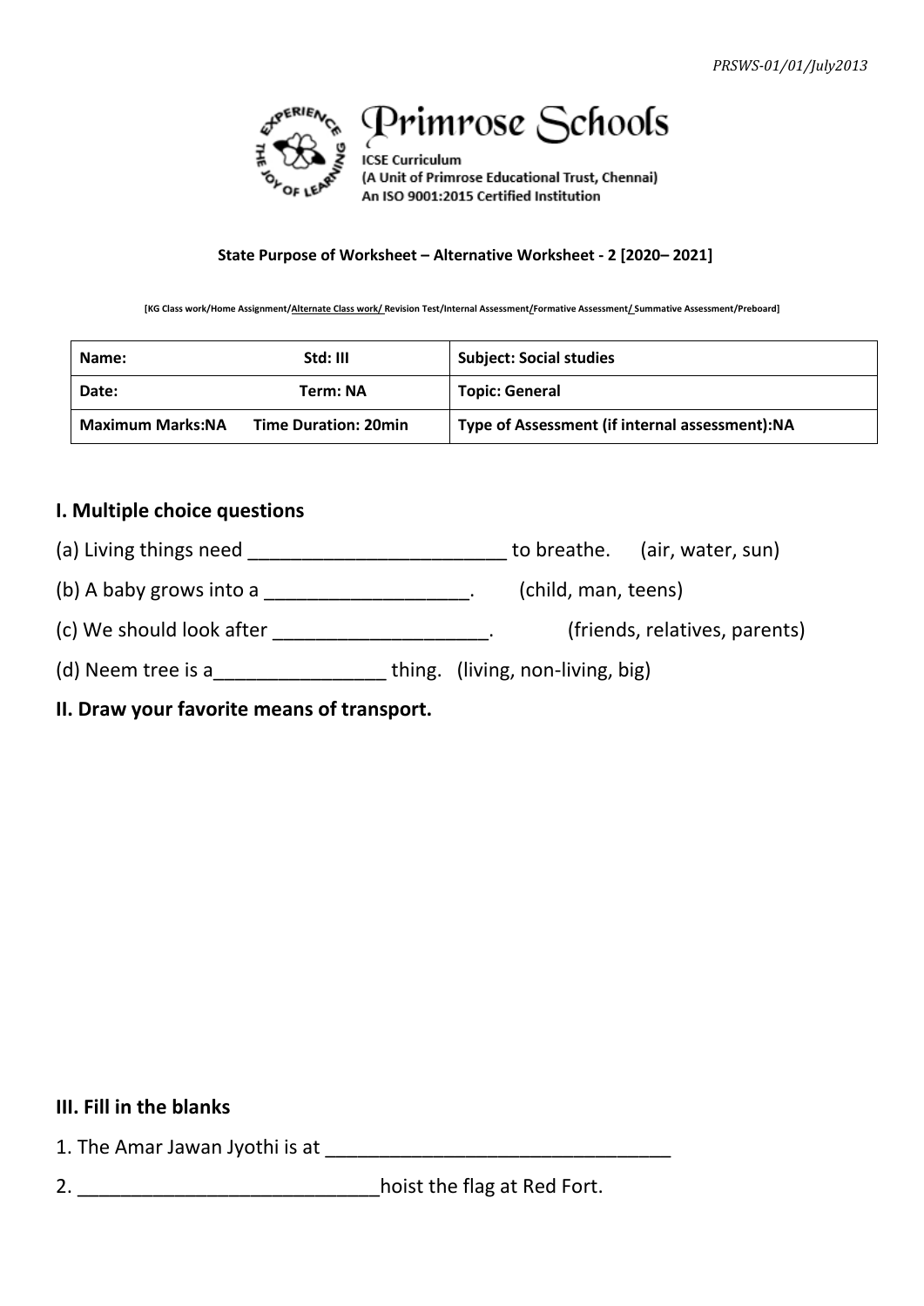*PRSWS-01/01/July2013*

# Primrose Schools

**ICSE Curriculum**
**(A Unit of Primrose Educational Trust, Chennai)**
**An ISO 9001:2015 Certified Institution**

**State Purpose of Worksheet – Alternative Worksheet - 2 [2020– 2021]**

**[KG Class work/Home Assignment/Alternate Class work/ Revision Test/Internal Assessment/Formative Assessment/ Summative Assessment/Preboard]**

| Name: Std: III | Subject: Social studies |
|---|---|
| Date: Term: NA | Topic: General |
| Maximum Marks:NA Time Duration: 20min | Type of Assessment (if internal assessment):NA |

## I. Multiple choice questions

(a) Living things need ________________________ to breathe. (air, water, sun)

(b) A baby grows into a ___________________. (child, man, teens)

(c) We should look after ____________________. (friends, relatives, parents)

(d) Neem tree is a________________ thing. (living, non-living, big)

## II. Draw your favorite means of transport.

## III. Fill in the blanks

1. The Amar Jawan Jyothi is at ________________________________

2. ____________________________hoist the flag at Red Fort.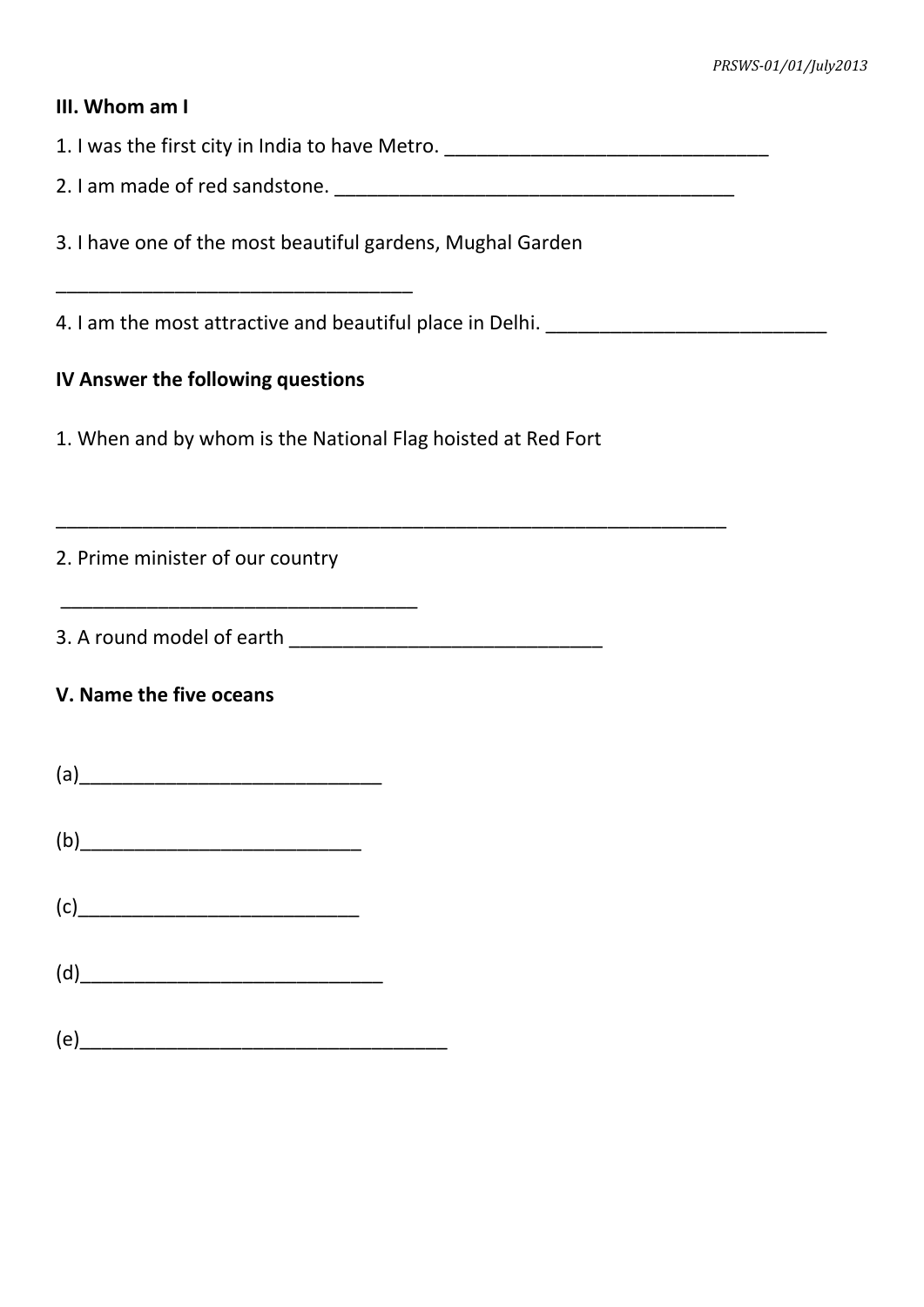**III. Whom am I**

1. I was the first city in India to have Metro. ______________________________

2. I am made of red sandstone. _____________________________________

3. I have one of the most beautiful gardens, Mughal Garden

_________________________________

4. I am the most attractive and beautiful place in Delhi. _________________________

**IV Answer the following questions**

1. When and by whom is the National Flag hoisted at Red Fort

______________________________________________________________

2. Prime minister of our country

_________________________________

3. A round model of earth _____________________________

**V. Name the five oceans**

(a)___________________________

(b)_________________________

(c)_________________________

(d)___________________________

(e)_________________________________